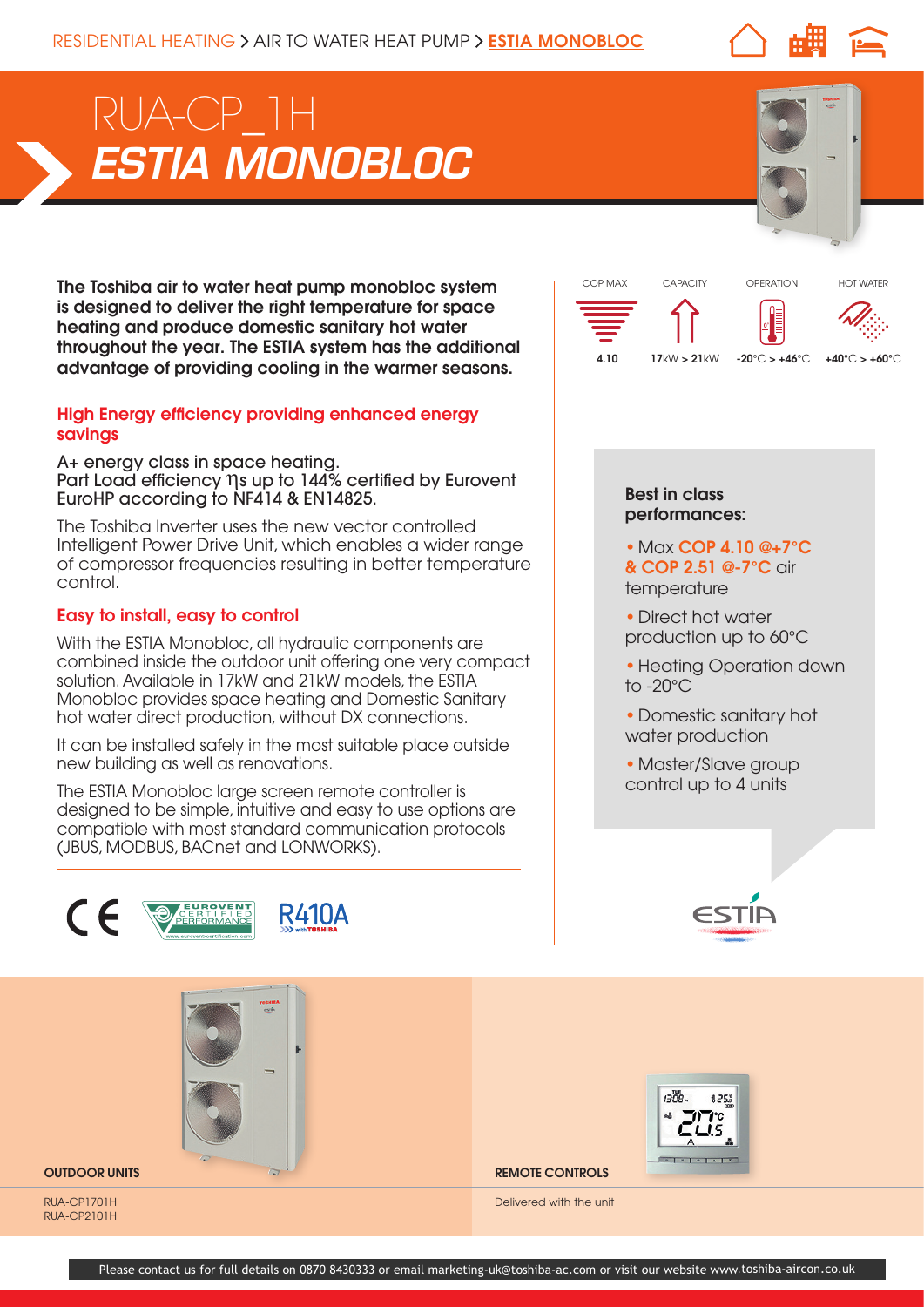RESIDENTIAL HEATING > AIR TO WATER HEAT PUMP > ESTIA MONOBLOC

# RUA-CP_1H
# *ESTIA MONOBLOC*

**The Toshiba air to water heat pump monobloc system is designed to deliver the right temperature for space heating and produce domestic sanitary hot water throughout the year. The ESTIA system has the additional advantage of providing cooling in the warmer seasons.**

| COP MAX | CAPACITY | OPERATION | HOT WATER |
|---|---|---|---|
| 4.10 | 17kW > 21kW | -20°C > +46°C | +40°C > +60°C |

### High Energy efficiency providing enhanced energy savings

A+ energy class in space heating.
Part Load efficiency ηs up to 144% certified by Eurovent EuroHP according to NF414 & EN14825.

The Toshiba Inverter uses the new vector controlled Intelligent Power Drive Unit, which enables a wider range of compressor frequencies resulting in better temperature control.

### Easy to install, easy to control

With the ESTIA Monobloc, all hydraulic components are combined inside the outdoor unit offering one very compact solution. Available in 17kW and 21kW models, the ESTIA Monobloc provides space heating and Domestic Sanitary hot water direct production, without DX connections.

It can be installed safely in the most suitable place outside new building as well as renovations.

The ESTIA Monobloc large screen remote controller is designed to be simple, intuitive and easy to use options are compatible with most standard communication protocols (JBUS, MODBUS, BACnet and LONWORKS).

### Best in class performances:

- Max **COP 4.10 @+7°C & COP 2.51 @-7°C** air temperature
- Direct hot water production up to 60°C
- Heating Operation down to -20°C
- Domestic sanitary hot water production
- Master/Slave group control up to 4 units

CE EUROVENT CERTIFIED PERFORMANCE R410A

**OUTDOOR UNITS**

RUA-CP1701H
RUA-CP2101H

**REMOTE CONTROLS**

Delivered with the unit

Please contact us for full details on 0870 8430333 or email marketing-uk@toshiba-ac.com or visit our website www.toshiba-aircon.co.uk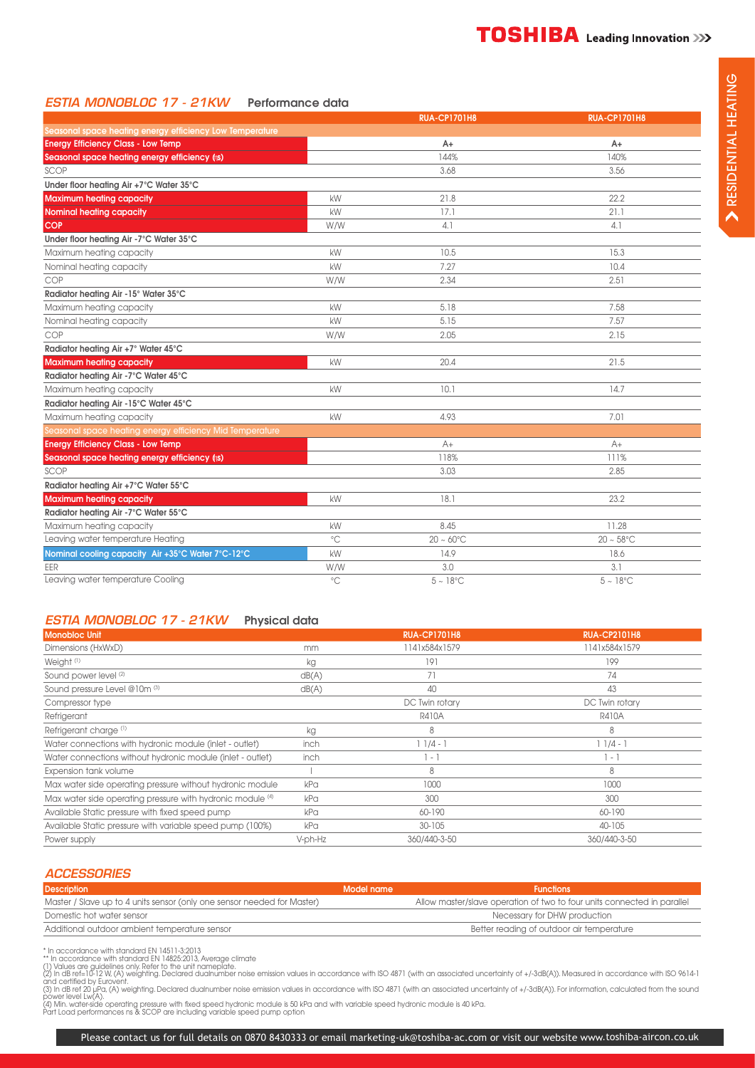## *ESTIA MONOBLOC 17 - 21KW* Performance data

| | | RUA-CP1701H8 | RUA-CP1701H8 |
|---|---|---|---|
| Seasonal space heating energy efficiency Low Temperature | | | |
| Energy Efficiency Class - Low Temp | | A+ | A+ |
| Seasonal space heating energy efficiency (ηs) | | 144% | 140% |
| SCOP | | 3.68 | 3.56 |
| **Under floor heating Air +7°C Water 35°C** | | | |
| Maximum heating capacity | kW | 21.8 | 22.2 |
| Nominal heating capacity | kW | 17.1 | 21.1 |
| COP | W/W | 4.1 | 4.1 |
| **Under floor heating Air -7°C Water 35°C** | | | |
| Maximum heating capacity | kW | 10.5 | 15.3 |
| Nominal heating capacity | kW | 7.27 | 10.4 |
| COP | W/W | 2.34 | 2.51 |
| **Radiator heating Air -15° Water 35°C** | | | |
| Maximum heating capacity | kW | 5.18 | 7.58 |
| Nominal heating capacity | kW | 5.15 | 7.57 |
| COP | W/W | 2.05 | 2.15 |
| **Radiator heating Air +7° Water 45°C** | | | |
| Maximum heating capacity | kW | 20.4 | 21.5 |
| **Radiator heating Air -7°C Water 45°C** | | | |
| Maximum heating capacity | kW | 10.1 | 14.7 |
| **Radiator heating Air -15°C Water 45°C** | | | |
| Maximum heating capacity | kW | 4.93 | 7.01 |
| Seasonal space heating energy efficiency Mid Temperature | | | |
| Energy Efficiency Class - Low Temp | | A+ | A+ |
| Seasonal space heating energy efficiency (ηs) | | 118% | 111% |
| SCOP | | 3.03 | 2.85 |
| **Radiator heating Air +7°C Water 55°C** | | | |
| Maximum heating capacity | kW | 18.1 | 23.2 |
| **Radiator heating Air -7°C Water 55°C** | | | |
| Maximum heating capacity | kW | 8.45 | 11.28 |
| Leaving water temperature Heating | °C | 20 ~ 60°C | 20 ~ 58°C |
| Nominal cooling capacity Air +35°C Water 7°C-12°C | kW | 14.9 | 18.6 |
| EER | W/W | 3.0 | 3.1 |
| Leaving water temperature Cooling | °C | 5 ~ 18°C | 5 ~ 18°C |

## *ESTIA MONOBLOC 17 - 21KW* Physical data

| Monobloc Unit | | RUA-CP1701H8 | RUA-CP2101H8 |
|---|---|---|---|
| Dimensions (HxWxD) | mm | 1141x584x1579 | 1141x584x1579 |
| Weight [1] | kg | 191 | 199 |
| Sound power level [2] | dB(A) | 71 | 74 |
| Sound pressure Level @10m [3] | dB(A) | 40 | 43 |
| Compressor type | | DC Twin rotary | DC Twin rotary |
| Refrigerant | | R410A | R410A |
| Refrigerant charge [1] | kg | 8 | 8 |
| Water connections with hydronic module (inlet - outlet) | inch | 1 1/4 - 1 | 1 1/4 - 1 |
| Water connections without hydronic module (inlet - outlet) | inch | 1 - 1 | 1 - 1 |
| Expension tank volume | l | 8 | 8 |
| Max water side operating pressure without hydronic module | kPa | 1000 | 1000 |
| Max water side operating pressure with hydronic module [4] | kPa | 300 | 300 |
| Available Static pressure with fixed speed pump | kPa | 60-190 | 60-190 |
| Available Static pressure with variable speed pump (100%) | kPa | 30-105 | 40-105 |
| Power supply | V-ph-Hz | 360/440-3-50 | 360/440-3-50 |

## *ACCESSORIES*

| Description | Model name | Functions |
|---|---|---|
| Master / Slave up to 4 units sensor (only one sensor needed for Master) | | Allow master/slave operation of two to four units connected in parallel |
| Domestic hot water sensor | | Necessary for DHW production |
| Additional outdoor ambient temperature sensor | | Better reading of outdoor air temperature |

\* In accordance with standard EN 14511-3:2013
\*\* In accordance with standard EN 14825:2013, Average climate
(1) Values are guidelines only. Refer to the unit nameplate.
(2) In dB ref=10-12 W, (A) weighting. Declared dualnumber noise emission values in accordance with ISO 4871 (with an associated uncertainty of +/-3dB(A)). Measured in accordance with ISO 9614-1 and certified by Eurovent.
(3) In dB ref 20 μPa, (A) weighting. Declared dualnumber noise emission values in accordance with ISO 4871 (with an associated uncertainty of +/-3dB(A)). For information, calculated from the sound power level Lw(A).
(4) Min. water-side operating pressure with fixed speed hydronic module is 50 kPa and with variable speed hydronic module is 40 kPa.
Part Load performances ηs & SCOP are including variable speed pump option

Please contact us for full details on 0870 8430333 or email marketing-uk@toshiba-ac.com or visit our website www.toshiba-aircon.co.uk